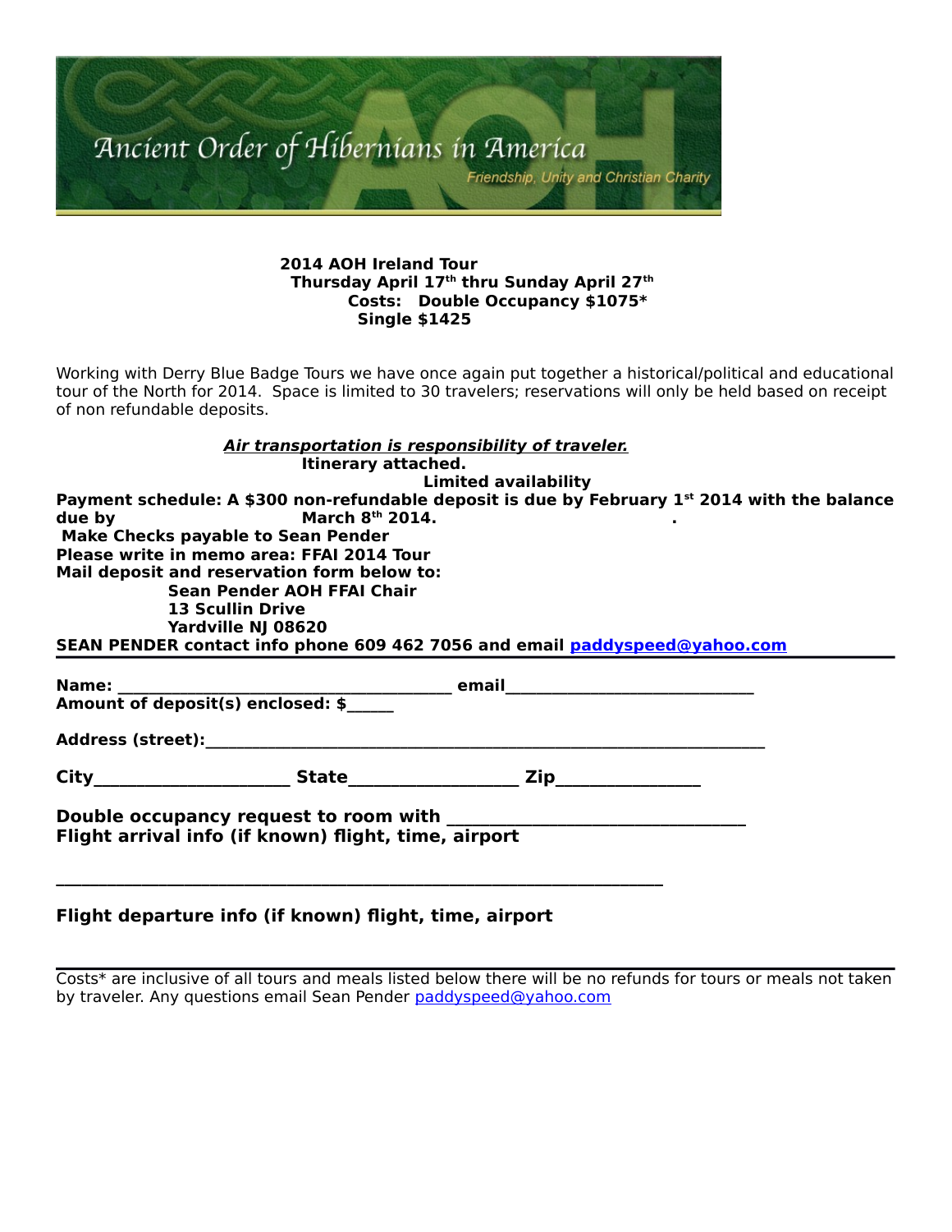Ancient Order of Hibernians in America

Friendship, Unity and Christian Charity

**2014 AOH Ireland Tour**
**Thursday April 17th thru Sunday April 27th**
**Costs: Double Occupancy $1075***
**Single $1425**

Working with Derry Blue Badge Tours we have once again put together a historical/political and educational tour of the North for 2014. Space is limited to 30 travelers; reservations will only be held based on receipt of non refundable deposits.

***Air transportation is responsibility of traveler.***
**Itinerary attached.**
**Limited availability**
**Payment schedule: A $300 non-refundable deposit is due by February 1st 2014 with the balance due by March 8th 2014.**
**Make Checks payable to Sean Pender**
**Please write in memo area: FFAI 2014 Tour**
**Mail deposit and reservation form below to:**
**Sean Pender AOH FFAI Chair**
**13 Scullin Drive**
**Yardville NJ 08620**
**SEAN PENDER contact info phone 609 462 7056 and email paddyspeed@yahoo.com**

---

**Name:** ______________________________________ **email**____________________________
**Amount of deposit(s) enclosed: $**_____

**Address (street):**_______________________________________________________________

**City**______________________ **State**___________________ **Zip**________________

**Double occupancy request to room with** __________________________________
**Flight arrival info (if known) flight, time, airport**

_____________________________________________________________________

**Flight departure info (if known) flight, time, airport**

---

Costs* are inclusive of all tours and meals listed below there will be no refunds for tours or meals not taken by traveler. Any questions email Sean Pender paddyspeed@yahoo.com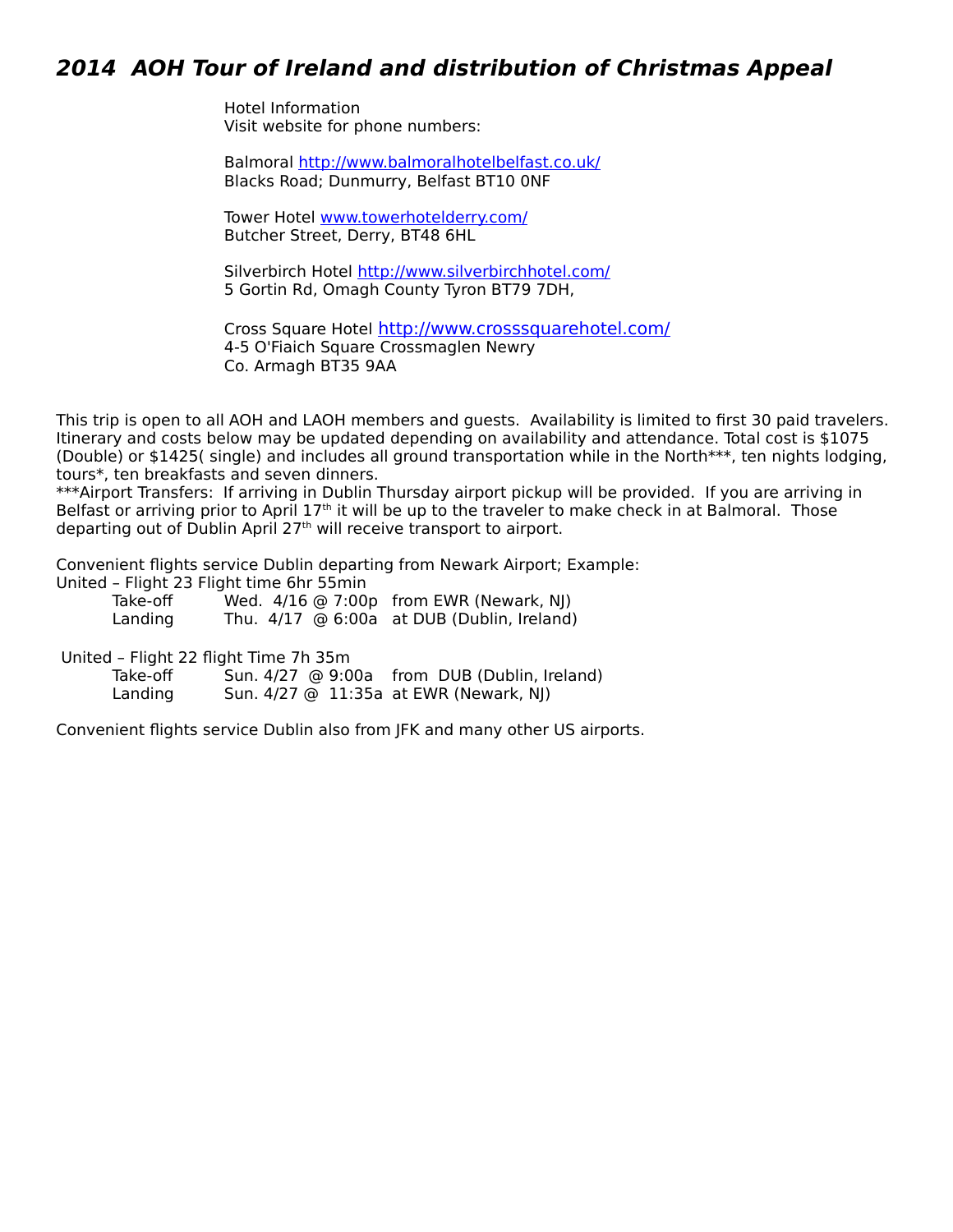# *2014 AOH Tour of Ireland and distribution of Christmas Appeal*

Hotel Information
Visit website for phone numbers:

Balmoral http://www.balmoralhotelbelfast.co.uk/
Blacks Road; Dunmurry, Belfast BT10 0NF

Tower Hotel www.towerhotelderry.com/
Butcher Street, Derry, BT48 6HL

Silverbirch Hotel http://www.silverbirchhotel.com/
5 Gortin Rd, Omagh County Tyron BT79 7DH,

Cross Square Hotel http://www.crosssquarehotel.com/
4-5 O'Fiaich Square Crossmaglen Newry
Co. Armagh BT35 9AA

This trip is open to all AOH and LAOH members and guests. Availability is limited to first 30 paid travelers. Itinerary and costs below may be updated depending on availability and attendance. Total cost is $1075 (Double) or $1425( single) and includes all ground transportation while in the North***, ten nights lodging, tours*, ten breakfasts and seven dinners.
***Airport Transfers: If arriving in Dublin Thursday airport pickup will be provided. If you are arriving in Belfast or arriving prior to April 17th it will be up to the traveler to make check in at Balmoral. Those departing out of Dublin April 27th will receive transport to airport.

Convenient flights service Dublin departing from Newark Airport; Example:
United – Flight 23 Flight time 6hr 55min

| | | |
|---|---|---|
| Take-off | Wed. 4/16 @ 7:00p | from EWR (Newark, NJ) |
| Landing | Thu. 4/17 @ 6:00a | at DUB (Dublin, Ireland) |

United – Flight 22 flight Time 7h 35m

| | | |
|---|---|---|
| Take-off | Sun. 4/27 @ 9:00a | from DUB (Dublin, Ireland) |
| Landing | Sun. 4/27 @ 11:35a | at EWR (Newark, NJ) |

Convenient flights service Dublin also from JFK and many other US airports.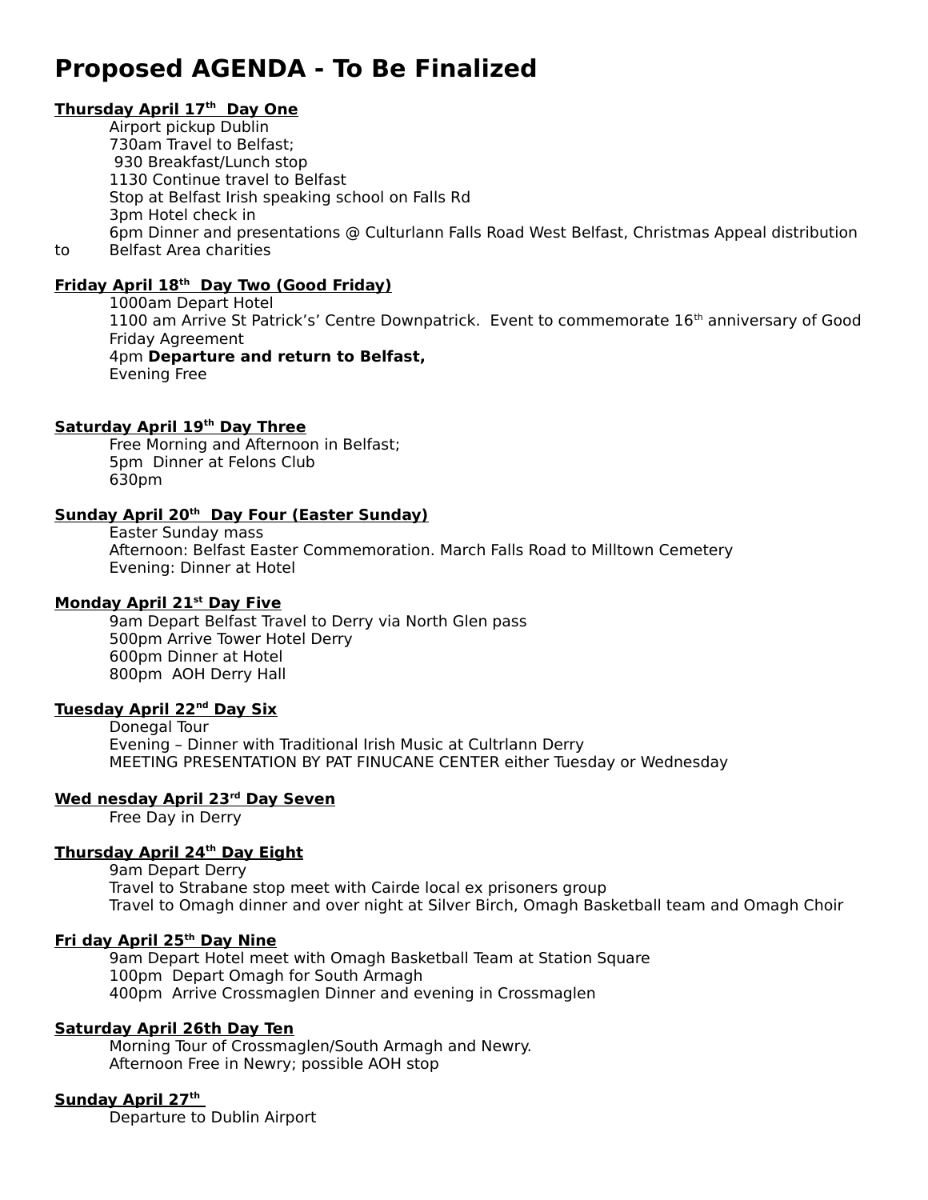# Proposed AGENDA - To Be Finalized

**Thursday April 17th Day One**

Airport pickup Dublin
730am Travel to Belfast;
930 Breakfast/Lunch stop
1130 Continue travel to Belfast
Stop at Belfast Irish speaking school on Falls Rd
3pm Hotel check in
6pm Dinner and presentations @ Culturlann Falls Road West Belfast, Christmas Appeal distribution to Belfast Area charities

**Friday April 18th Day Two (Good Friday)**

1000am Depart Hotel
1100 am Arrive St Patrick's' Centre Downpatrick. Event to commemorate 16th anniversary of Good Friday Agreement
4pm **Departure and return to Belfast,**
Evening Free

**Saturday April 19th Day Three**

Free Morning and Afternoon in Belfast;
5pm Dinner at Felons Club
630pm

**Sunday April 20th Day Four (Easter Sunday)**

Easter Sunday mass
Afternoon: Belfast Easter Commemoration. March Falls Road to Milltown Cemetery
Evening: Dinner at Hotel

**Monday April 21st Day Five**

9am Depart Belfast Travel to Derry via North Glen pass
500pm Arrive Tower Hotel Derry
600pm Dinner at Hotel
800pm AOH Derry Hall

**Tuesday April 22nd Day Six**

Donegal Tour
Evening – Dinner with Traditional Irish Music at Cultrlann Derry
MEETING PRESENTATION BY PAT FINUCANE CENTER either Tuesday or Wednesday

**Wed nesday April 23rd Day Seven**

Free Day in Derry

**Thursday April 24th Day Eight**

9am Depart Derry
Travel to Strabane stop meet with Cairde local ex prisoners group
Travel to Omagh dinner and over night at Silver Birch, Omagh Basketball team and Omagh Choir

**Fri day April 25th Day Nine**

9am Depart Hotel meet with Omagh Basketball Team at Station Square
100pm Depart Omagh for South Armagh
400pm Arrive Crossmaglen Dinner and evening in Crossmaglen

**Saturday April 26th Day Ten**

Morning Tour of Crossmaglen/South Armagh and Newry.
Afternoon Free in Newry; possible AOH stop

**Sunday April 27th**

Departure to Dublin Airport